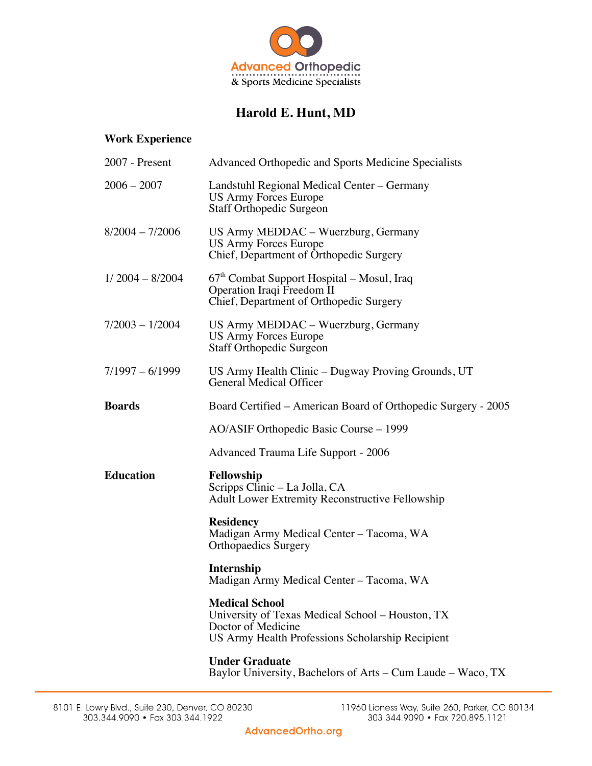Advanced Orthopedic
& Sports Medicine Specialists

# Harold E. Hunt, MD

## Work Experience

| | |
|---|---|
| 2007 - Present | Advanced Orthopedic and Sports Medicine Specialists |
| 2006 – 2007 | Landstuhl Regional Medical Center – Germany<br>US Army Forces Europe<br>Staff Orthopedic Surgeon |
| 8/2004 – 7/2006 | US Army MEDDAC – Wuerzburg, Germany<br>US Army Forces Europe<br>Chief, Department of Orthopedic Surgery |
| 1/ 2004 – 8/2004 | 67th Combat Support Hospital – Mosul, Iraq<br>Operation Iraqi Freedom II<br>Chief, Department of Orthopedic Surgery |
| 7/2003 – 1/2004 | US Army MEDDAC – Wuerzburg, Germany<br>US Army Forces Europe<br>Staff Orthopedic Surgeon |
| 7/1997 – 6/1999 | US Army Health Clinic – Dugway Proving Grounds, UT<br>General Medical Officer |

## Boards

Board Certified – American Board of Orthopedic Surgery - 2005

AO/ASIF Orthopedic Basic Course – 1999

Advanced Trauma Life Support - 2006

## Education

**Fellowship**
Scripps Clinic – La Jolla, CA
Adult Lower Extremity Reconstructive Fellowship

**Residency**
Madigan Army Medical Center – Tacoma, WA
Orthopaedics Surgery

**Internship**
Madigan Army Medical Center – Tacoma, WA

**Medical School**
University of Texas Medical School – Houston, TX
Doctor of Medicine
US Army Health Professions Scholarship Recipient

**Under Graduate**
Baylor University, Bachelors of Arts – Cum Laude – Waco, TX

8101 E. Lowry Blvd., Suite 230, Denver, CO 80230
303.344.9090 • Fax 303.344.1922

11960 Lioness Way, Suite 260, Parker, CO 80134
303.344.9090 • Fax 720.895.1121

AdvancedOrtho.org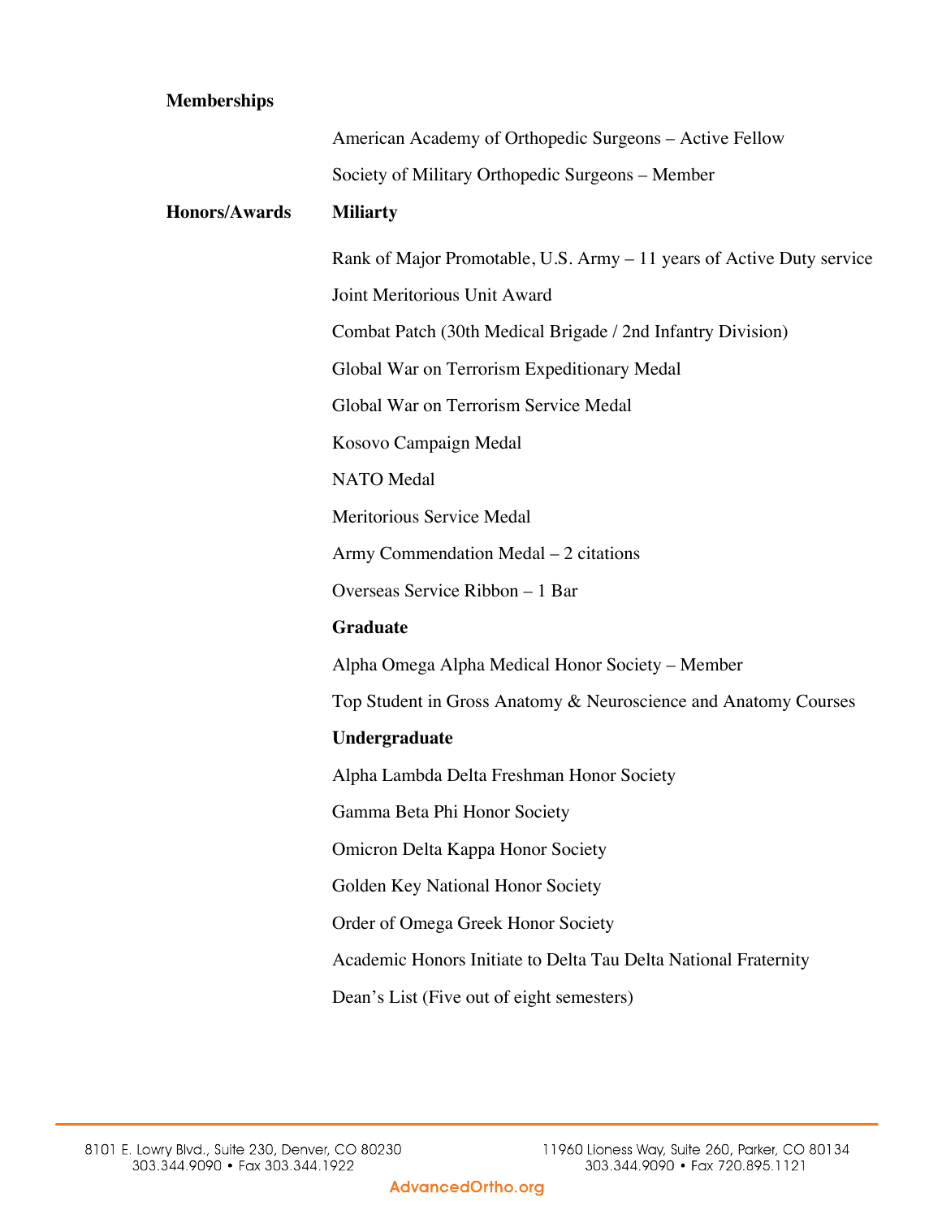**Memberships**

American Academy of Orthopedic Surgeons – Active Fellow

Society of Military Orthopedic Surgeons – Member

**Honors/Awards**

**Miliarty**

Rank of Major Promotable, U.S. Army – 11 years of Active Duty service

Joint Meritorious Unit Award

Combat Patch (30th Medical Brigade / 2nd Infantry Division)

Global War on Terrorism Expeditionary Medal

Global War on Terrorism Service Medal

Kosovo Campaign Medal

NATO Medal

Meritorious Service Medal

Army Commendation Medal – 2 citations

Overseas Service Ribbon – 1 Bar

**Graduate**

Alpha Omega Alpha Medical Honor Society – Member

Top Student in Gross Anatomy & Neuroscience and Anatomy Courses

**Undergraduate**

Alpha Lambda Delta Freshman Honor Society

Gamma Beta Phi Honor Society

Omicron Delta Kappa Honor Society

Golden Key National Honor Society

Order of Omega Greek Honor Society

Academic Honors Initiate to Delta Tau Delta National Fraternity

Dean's List (Five out of eight semesters)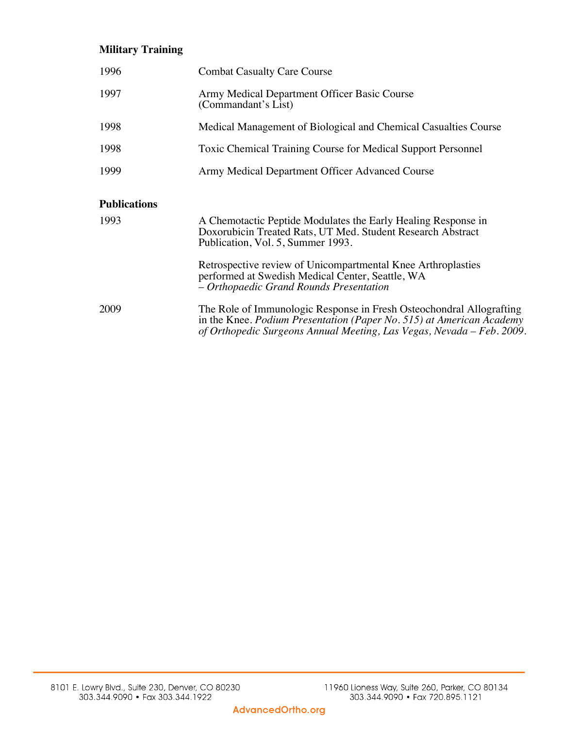## Military Training

| | |
|---|---|
| 1996 | Combat Casualty Care Course |
| 1997 | Army Medical Department Officer Basic Course (Commandant's List) |
| 1998 | Medical Management of Biological and Chemical Casualties Course |
| 1998 | Toxic Chemical Training Course for Medical Support Personnel |
| 1999 | Army Medical Department Officer Advanced Course |

## Publications

| | |
|---|---|
| 1993 | A Chemotactic Peptide Modulates the Early Healing Response in Doxorubicin Treated Rats, UT Med. Student Research Abstract Publication, Vol. 5, Summer 1993. |
| | Retrospective review of Unicompartmental Knee Arthroplasties performed at Swedish Medical Center, Seattle, WA – *Orthopaedic Grand Rounds Presentation* |
| 2009 | The Role of Immunologic Response in Fresh Osteochondral Allografting in the Knee. *Podium Presentation (Paper No. 515) at American Academy of Orthopedic Surgeons Annual Meeting, Las Vegas, Nevada – Feb. 2009.* |

8101 E. Lowry Blvd., Suite 230, Denver, CO 80230
303.344.9090 • Fax 303.344.1922

11960 Lioness Way, Suite 260, Parker, CO 80134
303.344.9090 • Fax 720.895.1121

AdvancedOrtho.org